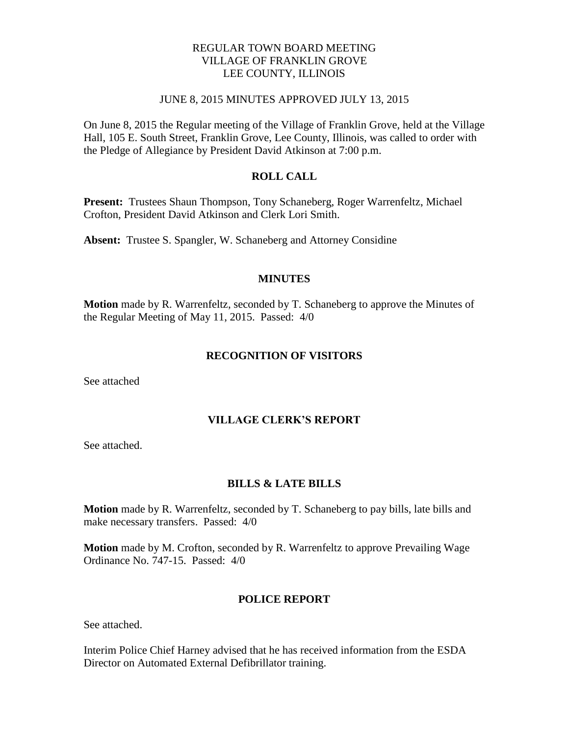REGULAR TOWN BOARD MEETING
VILLAGE OF FRANKLIN GROVE
LEE COUNTY, ILLINOIS

JUNE 8, 2015 MINUTES APPROVED JULY 13, 2015

On June 8, 2015 the Regular meeting of the Village of Franklin Grove, held at the Village Hall, 105 E. South Street, Franklin Grove, Lee County, Illinois, was called to order with the Pledge of Allegiance by President David Atkinson at 7:00 p.m.

## ROLL CALL

**Present:** Trustees Shaun Thompson, Tony Schaneberg, Roger Warrenfeltz, Michael Crofton, President David Atkinson and Clerk Lori Smith.

**Absent:** Trustee S. Spangler, W. Schaneberg and Attorney Considine

## MINUTES

**Motion** made by R. Warrenfeltz, seconded by T. Schaneberg to approve the Minutes of the Regular Meeting of May 11, 2015. Passed: 4/0

## RECOGNITION OF VISITORS

See attached

## VILLAGE CLERK'S REPORT

See attached.

## BILLS & LATE BILLS

**Motion** made by R. Warrenfeltz, seconded by T. Schaneberg to pay bills, late bills and make necessary transfers. Passed: 4/0

**Motion** made by M. Crofton, seconded by R. Warrenfeltz to approve Prevailing Wage Ordinance No. 747-15. Passed: 4/0

## POLICE REPORT

See attached.

Interim Police Chief Harney advised that he has received information from the ESDA Director on Automated External Defibrillator training.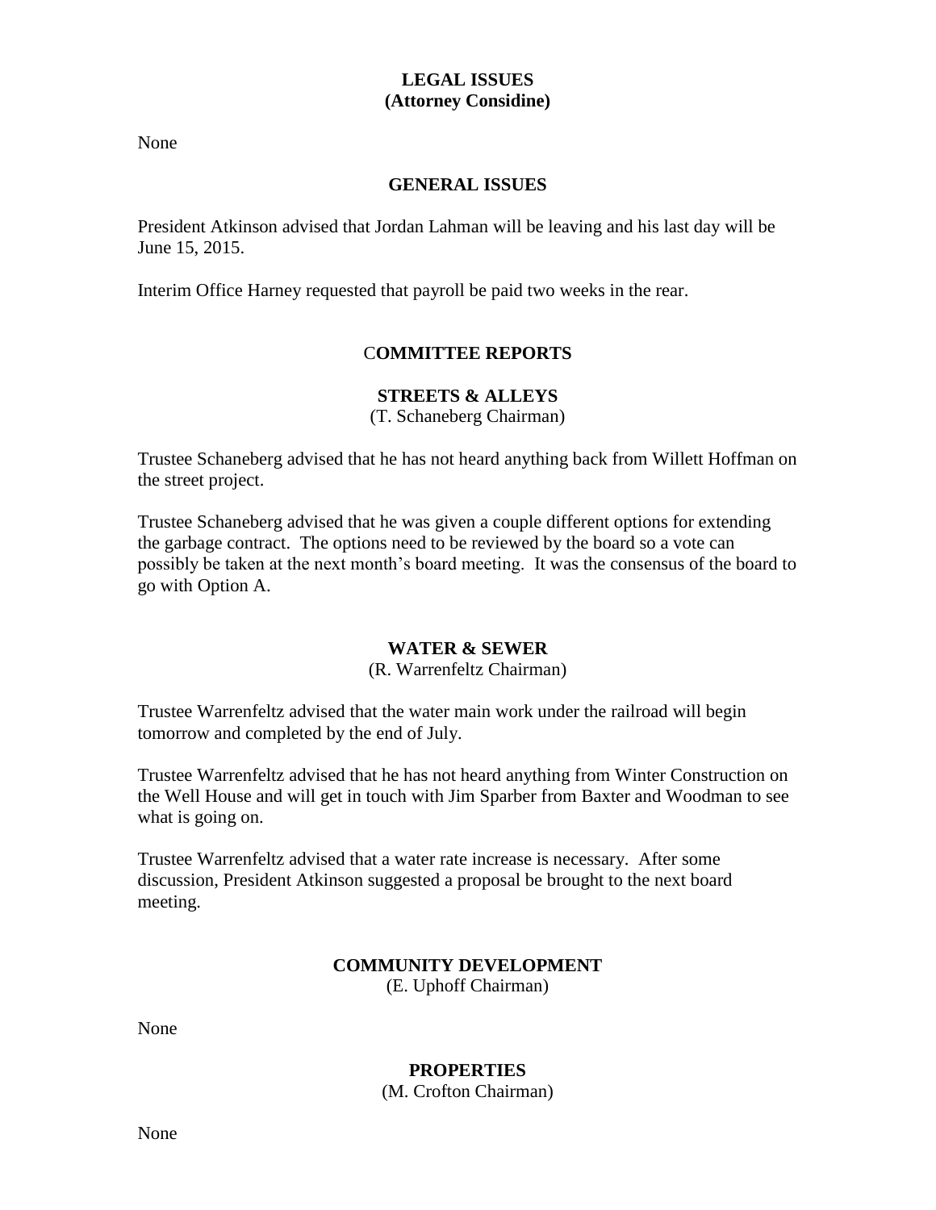**LEGAL ISSUES**
**(Attorney Considine)**

None

**GENERAL ISSUES**

President Atkinson advised that Jordan Lahman will be leaving and his last day will be June 15, 2015.

Interim Office Harney requested that payroll be paid two weeks in the rear.

**COMMITTEE REPORTS**

**STREETS & ALLEYS**
(T. Schaneberg Chairman)

Trustee Schaneberg advised that he has not heard anything back from Willett Hoffman on the street project.

Trustee Schaneberg advised that he was given a couple different options for extending the garbage contract. The options need to be reviewed by the board so a vote can possibly be taken at the next month's board meeting. It was the consensus of the board to go with Option A.

**WATER & SEWER**
(R. Warrenfeltz Chairman)

Trustee Warrenfeltz advised that the water main work under the railroad will begin tomorrow and completed by the end of July.

Trustee Warrenfeltz advised that he has not heard anything from Winter Construction on the Well House and will get in touch with Jim Sparber from Baxter and Woodman to see what is going on.

Trustee Warrenfeltz advised that a water rate increase is necessary. After some discussion, President Atkinson suggested a proposal be brought to the next board meeting.

**COMMUNITY DEVELOPMENT**
(E. Uphoff Chairman)

None

**PROPERTIES**
(M. Crofton Chairman)

None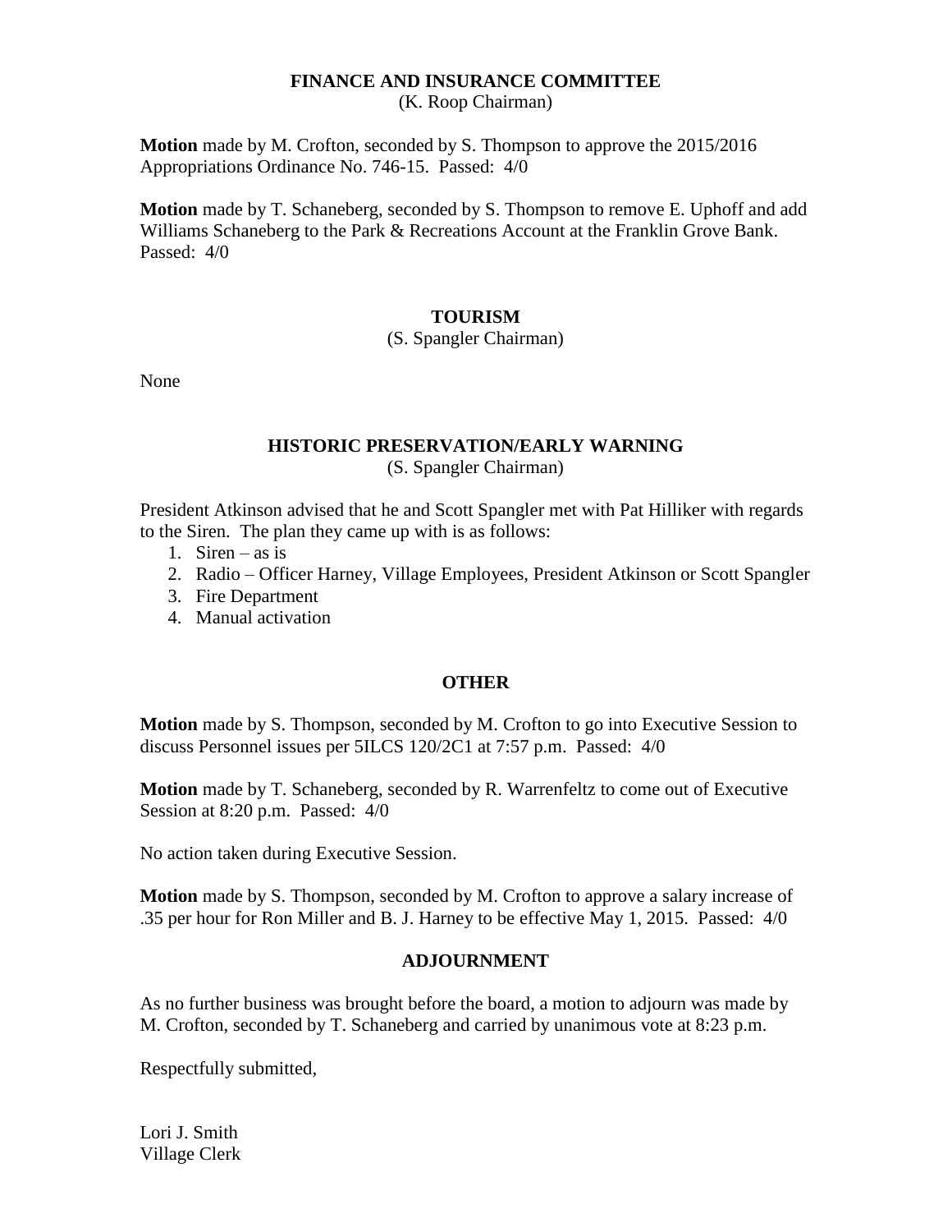## FINANCE AND INSURANCE COMMITTEE

(K. Roop Chairman)

**Motion** made by M. Crofton, seconded by S. Thompson to approve the 2015/2016 Appropriations Ordinance No. 746-15. Passed: 4/0

**Motion** made by T. Schaneberg, seconded by S. Thompson to remove E. Uphoff and add Williams Schaneberg to the Park & Recreations Account at the Franklin Grove Bank. Passed: 4/0

## TOURISM

(S. Spangler Chairman)

None

## HISTORIC PRESERVATION/EARLY WARNING

(S. Spangler Chairman)

President Atkinson advised that he and Scott Spangler met with Pat Hilliker with regards to the Siren. The plan they came up with is as follows:

1. Siren – as is
2. Radio – Officer Harney, Village Employees, President Atkinson or Scott Spangler
3. Fire Department
4. Manual activation

## OTHER

**Motion** made by S. Thompson, seconded by M. Crofton to go into Executive Session to discuss Personnel issues per 5ILCS 120/2C1 at 7:57 p.m. Passed: 4/0

**Motion** made by T. Schaneberg, seconded by R. Warrenfeltz to come out of Executive Session at 8:20 p.m. Passed: 4/0

No action taken during Executive Session.

**Motion** made by S. Thompson, seconded by M. Crofton to approve a salary increase of .35 per hour for Ron Miller and B. J. Harney to be effective May 1, 2015. Passed: 4/0

## ADJOURNMENT

As no further business was brought before the board, a motion to adjourn was made by M. Crofton, seconded by T. Schaneberg and carried by unanimous vote at 8:23 p.m.

Respectfully submitted,

Lori J. Smith
Village Clerk